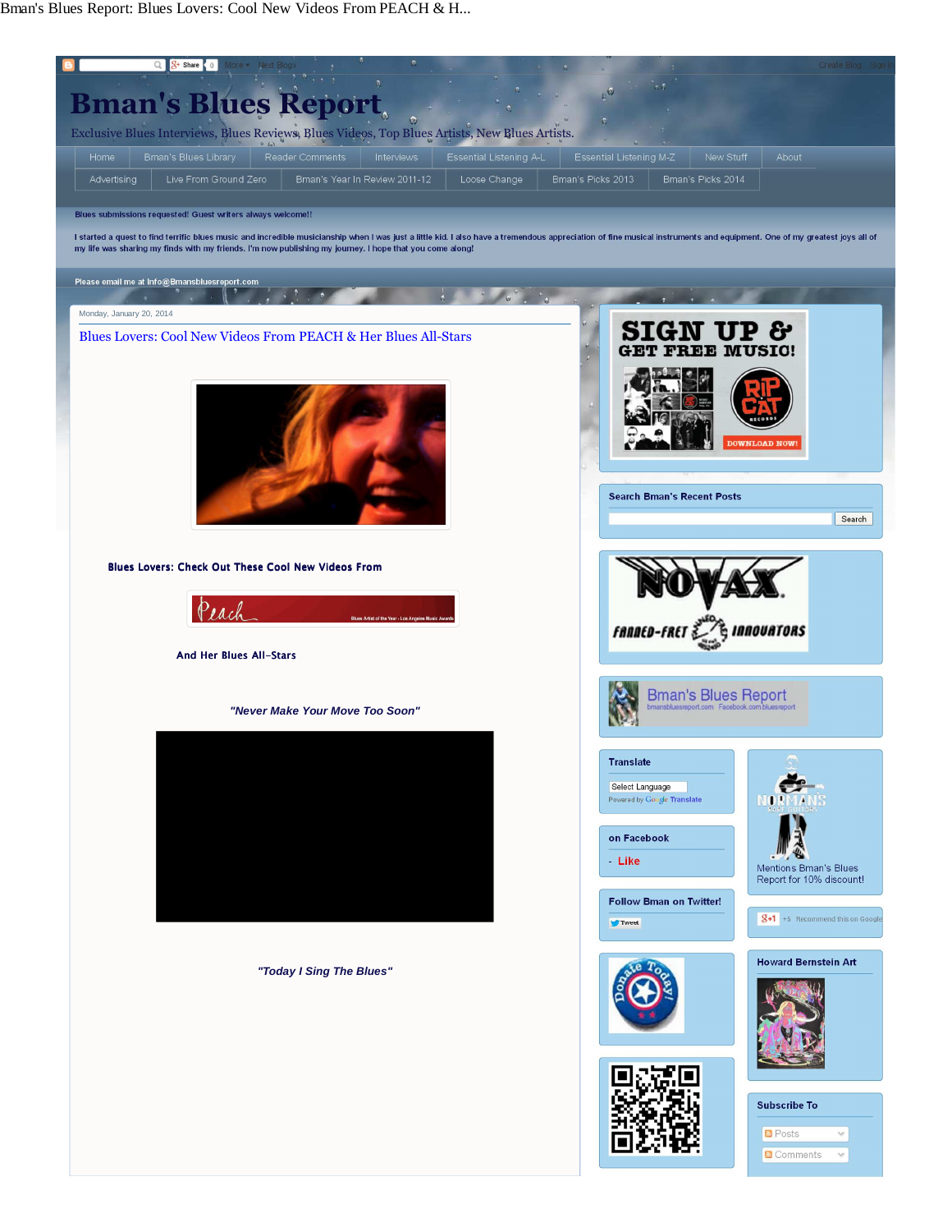# Bman's Blues Report

Exclusive Blues Interviews, Blues Reviews, Blues Videos, Top Blues Artists, New Blues Artists.

Home | Bman's Blues Library | Reader Comments | Interviews | Essential Listening A-L | Essential Listening M-Z | New Stuff | About | Advertising | Live From Ground Zero | Bman's Year In Review 2011-12 | Loose Change | Bman's Picks 2013 | Bman's Picks 2014

Blues submissions requested! Guest writers always welcome!!

I started a quest to find terrific blues music and incredible musicianship when I was just a little kid. I also have a tremendous appreciation of fine musical instruments and equipment. One of my greatest joys all of my life was sharing my finds with my friends. I'm now publishing my journey. I hope that you come along!

Please email me at Info@Bmansbluesreport.com

Monday, January 20, 2014

## Blues Lovers: Cool New Videos From PEACH & Her Blues All-Stars

**Blues Lovers: Check Out These Cool New Videos From**

Peach

**And Her Blues All-Stars**

***"Never Make Your Move Too Soon"***

***"Today I Sing The Blues"***

SIGN UP & GET FREE MUSIC! DOWNLOAD NOW!

Search Bman's Recent Posts

Search

NOVAX FANNED-FRET INNOVATORS

Bman's Blues Report
bmansbluesreport.com Facebook.com/bluesreport

Translate

Select Language
Powered by Google Translate

NORMANS RARE GUITARS
Mentions Bman's Blues Report for 10% discount!

on Facebook

- Like

Follow Bman on Twitter!

Tweet

+5 Recommend this on Google

Howard Bernstein Art

Subscribe To

Posts

Comments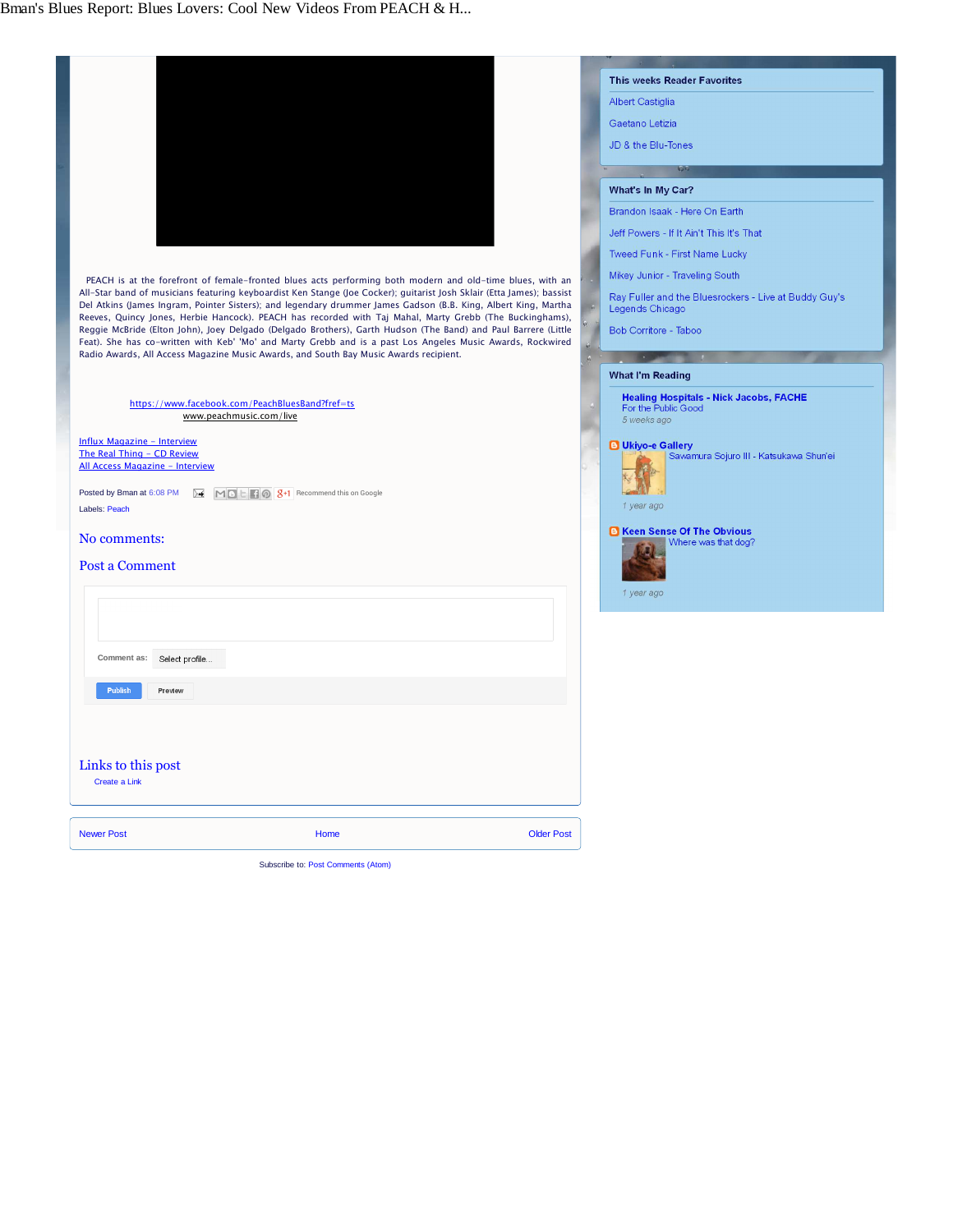PEACH is at the forefront of female-fronted blues acts performing both modern and old-time blues, with an All-Star band of musicians featuring keyboardist Ken Stange (Joe Cocker); guitarist Josh Sklair (Etta James); bassist Del Atkins (James Ingram, Pointer Sisters); and legendary drummer James Gadson (B.B. King, Albert King, Martha Reeves, Quincy Jones, Herbie Hancock). PEACH has recorded with Taj Mahal, Marty Grebb (The Buckinghams), Reggie McBride (Elton John), Joey Delgado (Delgado Brothers), Garth Hudson (The Band) and Paul Barrere (Little Feat). She has co-written with Keb' 'Mo' and Marty Grebb and is a past Los Angeles Music Awards, Rockwired Radio Awards, All Access Magazine Music Awards, and South Bay Music Awards recipient.

https://www.facebook.com/PeachBluesBand?fref=ts
www.peachmusic.com/live

Influx Magazine – Interview
The Real Thing – CD Review
All Access Magazine – Interview

Posted by Bman at 6:08 PM

Recommend this on Google

Labels: Peach

## No comments:

## Post a Comment

Comment as: Select profile...

Publish Preview

## Links to this post

Create a Link

Newer Post Home Older Post

Subscribe to: Post Comments (Atom)

### This weeks Reader Favorites

- Albert Castiglia
- Gaetano Letizia
- JD & the Blu-Tones

### What's In My Car?

- Brandon Isaak - Here On Earth
- Jeff Powers - If It Ain't This It's That
- Tweed Funk - First Name Lucky
- Mikey Junior - Traveling South
- Ray Fuller and the Bluesrockers - Live at Buddy Guy's Legends Chicago
- Bob Corritore - Taboo

### What I'm Reading

**Healing Hospitals - Nick Jacobs, FACHE**
For the Public Good
*5 weeks ago*

**Ukiyo-e Gallery**
Sawamura Sojuro III - Katsukawa Shun'ei
*1 year ago*

**Keen Sense Of The Obvious**
Where was that dog?
*1 year ago*